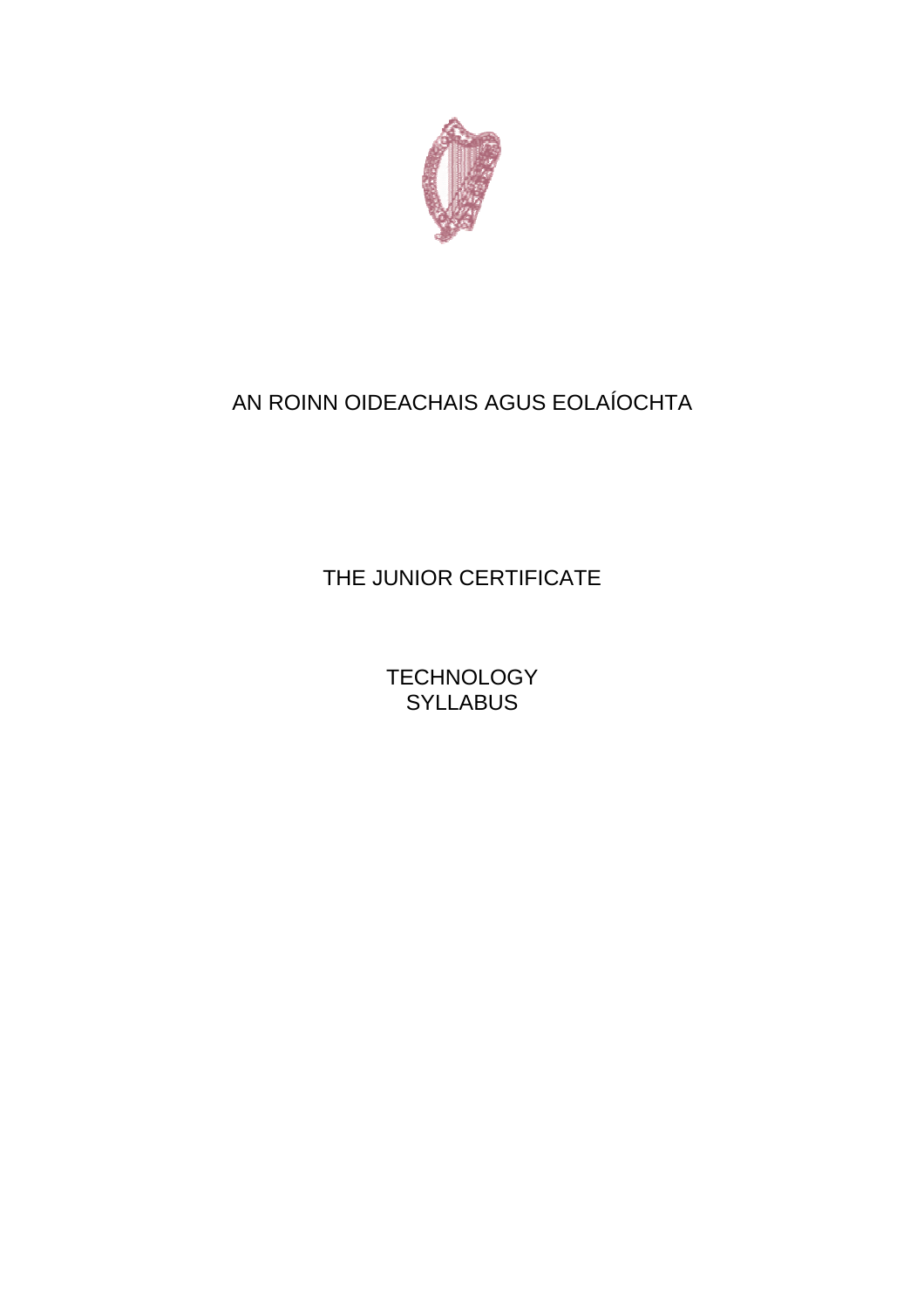AN ROINN OIDEACHAIS AGUS EOLAÍOCHTA

# THE JUNIOR CERTIFICATE

# TECHNOLOGY SYLLABUS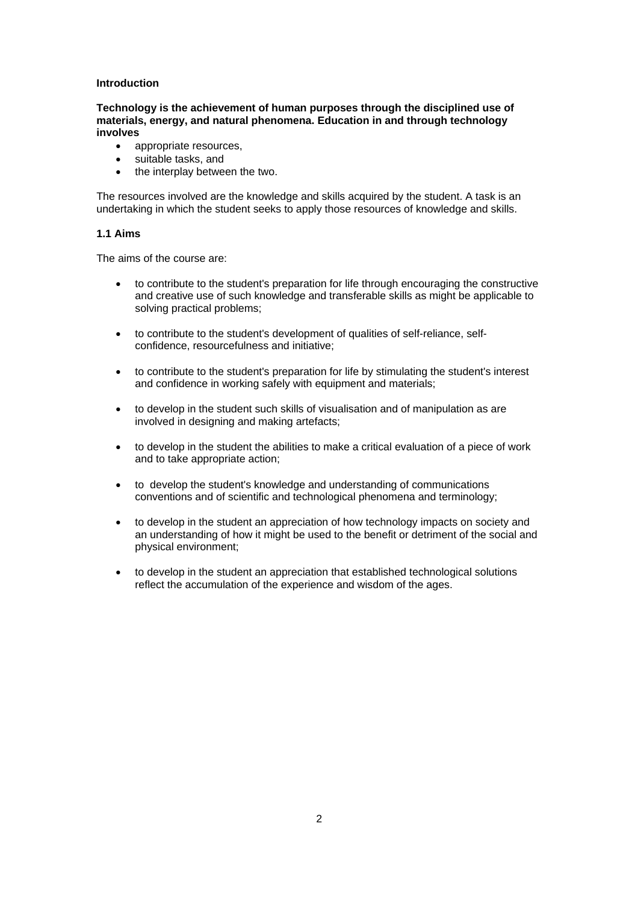## Introduction

**Technology is the achievement of human purposes through the disciplined use of materials, energy, and natural phenomena. Education in and through technology involves**

- appropriate resources,
- suitable tasks, and
- the interplay between the two.

The resources involved are the knowledge and skills acquired by the student. A task is an undertaking in which the student seeks to apply those resources of knowledge and skills.

### 1.1 Aims

The aims of the course are:

- to contribute to the student's preparation for life through encouraging the constructive and creative use of such knowledge and transferable skills as might be applicable to solving practical problems;
- to contribute to the student's development of qualities of self-reliance, self-confidence, resourcefulness and initiative;
- to contribute to the student's preparation for life by stimulating the student's interest and confidence in working safely with equipment and materials;
- to develop in the student such skills of visualisation and of manipulation as are involved in designing and making artefacts;
- to develop in the student the abilities to make a critical evaluation of a piece of work and to take appropriate action;
- to develop the student's knowledge and understanding of communications conventions and of scientific and technological phenomena and terminology;
- to develop in the student an appreciation of how technology impacts on society and an understanding of how it might be used to the benefit or detriment of the social and physical environment;
- to develop in the student an appreciation that established technological solutions reflect the accumulation of the experience and wisdom of the ages.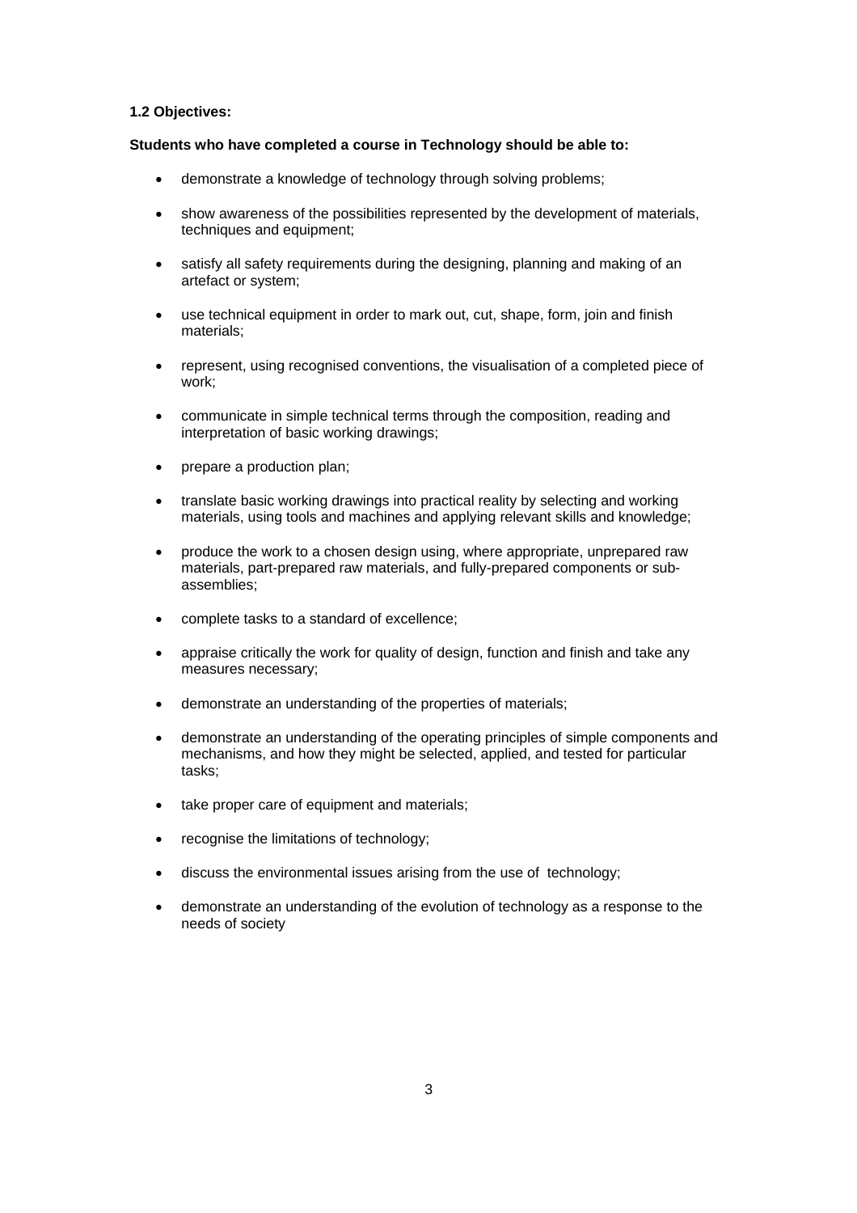### 1.2 Objectives:

**Students who have completed a course in Technology should be able to:**

- demonstrate a knowledge of technology through solving problems;
- show awareness of the possibilities represented by the development of materials, techniques and equipment;
- satisfy all safety requirements during the designing, planning and making of an artefact or system;
- use technical equipment in order to mark out, cut, shape, form, join and finish materials;
- represent, using recognised conventions, the visualisation of a completed piece of work;
- communicate in simple technical terms through the composition, reading and interpretation of basic working drawings;
- prepare a production plan;
- translate basic working drawings into practical reality by selecting and working materials, using tools and machines and applying relevant skills and knowledge;
- produce the work to a chosen design using, where appropriate, unprepared raw materials, part-prepared raw materials, and fully-prepared components or sub-assemblies;
- complete tasks to a standard of excellence;
- appraise critically the work for quality of design, function and finish and take any measures necessary;
- demonstrate an understanding of the properties of materials;
- demonstrate an understanding of the operating principles of simple components and mechanisms, and how they might be selected, applied, and tested for particular tasks;
- take proper care of equipment and materials;
- recognise the limitations of technology;
- discuss the environmental issues arising from the use of technology;
- demonstrate an understanding of the evolution of technology as a response to the needs of society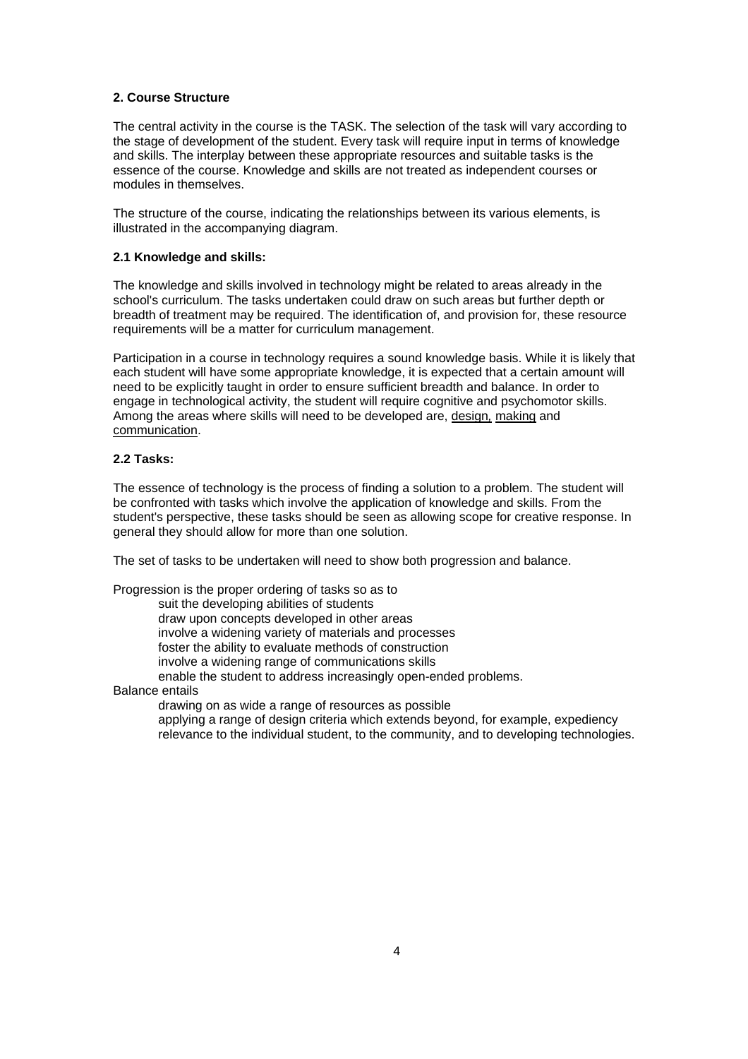## 2. Course Structure

The central activity in the course is the TASK. The selection of the task will vary according to the stage of development of the student. Every task will require input in terms of knowledge and skills. The interplay between these appropriate resources and suitable tasks is the essence of the course. Knowledge and skills are not treated as independent courses or modules in themselves.

The structure of the course, indicating the relationships between its various elements, is illustrated in the accompanying diagram.

### 2.1 Knowledge and skills:

The knowledge and skills involved in technology might be related to areas already in the school's curriculum. The tasks undertaken could draw on such areas but further depth or breadth of treatment may be required. The identification of, and provision for, these resource requirements will be a matter for curriculum management.

Participation in a course in technology requires a sound knowledge basis. While it is likely that each student will have some appropriate knowledge, it is expected that a certain amount will need to be explicitly taught in order to ensure sufficient breadth and balance. In order to engage in technological activity, the student will require cognitive and psychomotor skills. Among the areas where skills will need to be developed are, <u>design,</u> <u>making</u> and <u>communication</u>.

### 2.2 Tasks:

The essence of technology is the process of finding a solution to a problem. The student will be confronted with tasks which involve the application of knowledge and skills. From the student's perspective, these tasks should be seen as allowing scope for creative response. In general they should allow for more than one solution.

The set of tasks to be undertaken will need to show both progression and balance.

Progression is the proper ordering of tasks so as to

- suit the developing abilities of students
- draw upon concepts developed in other areas
- involve a widening variety of materials and processes
- foster the ability to evaluate methods of construction
- involve a widening range of communications skills
- enable the student to address increasingly open-ended problems.

Balance entails

- drawing on as wide a range of resources as possible
- applying a range of design criteria which extends beyond, for example, expediency
- relevance to the individual student, to the community, and to developing technologies.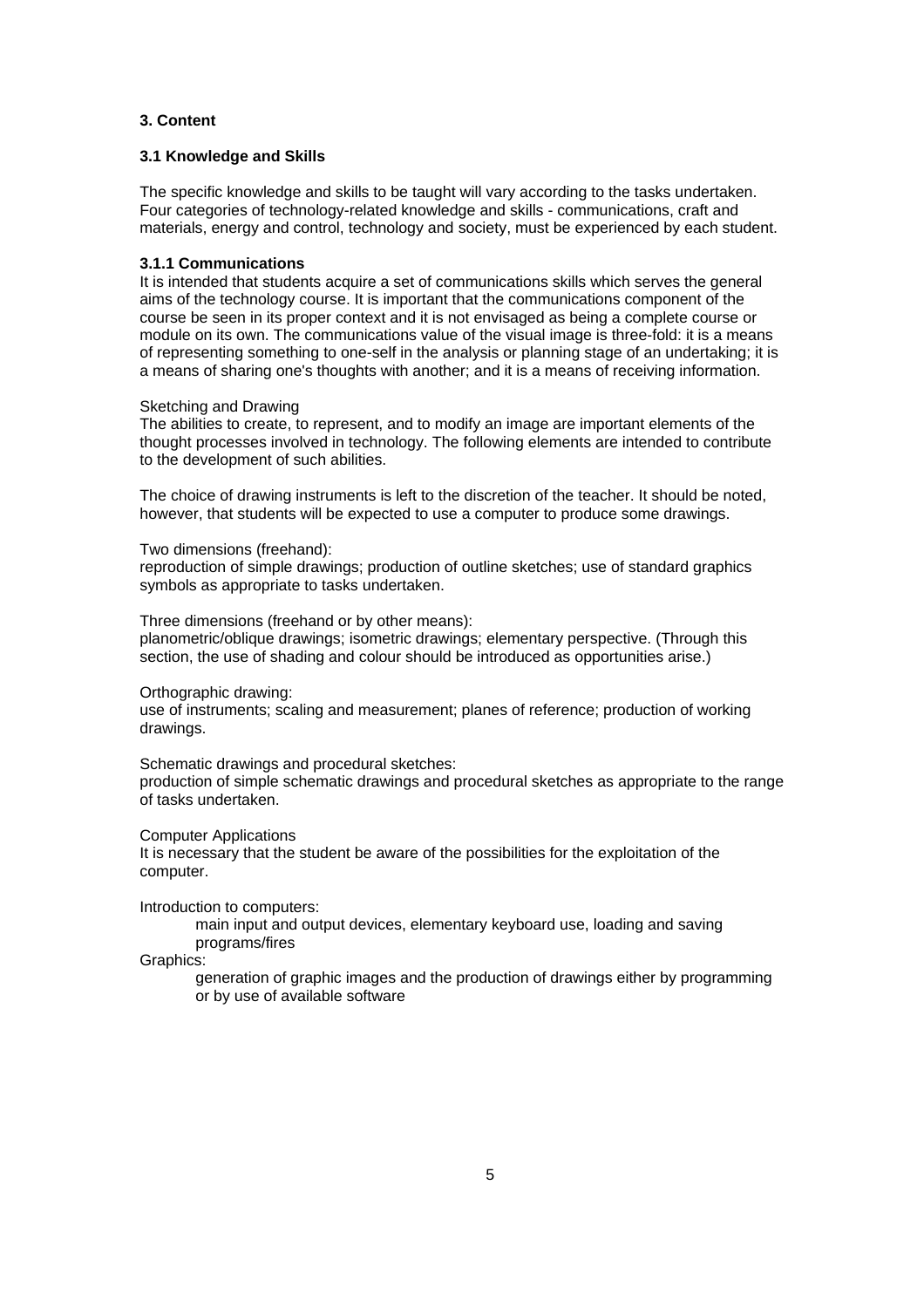## 3. Content

### 3.1 Knowledge and Skills

The specific knowledge and skills to be taught will vary according to the tasks undertaken. Four categories of technology-related knowledge and skills - communications, craft and materials, energy and control, technology and society, must be experienced by each student.

#### 3.1.1 Communications

It is intended that students acquire a set of communications skills which serves the general aims of the technology course. It is important that the communications component of the course be seen in its proper context and it is not envisaged as being a complete course or module on its own. The communications value of the visual image is three-fold: it is a means of representing something to one-self in the analysis or planning stage of an undertaking; it is a means of sharing one's thoughts with another; and it is a means of receiving information.

Sketching and Drawing
The abilities to create, to represent, and to modify an image are important elements of the thought processes involved in technology. The following elements are intended to contribute to the development of such abilities.

The choice of drawing instruments is left to the discretion of the teacher. It should be noted, however, that students will be expected to use a computer to produce some drawings.

Two dimensions (freehand):
reproduction of simple drawings; production of outline sketches; use of standard graphics symbols as appropriate to tasks undertaken.

Three dimensions (freehand or by other means):
planometric/oblique drawings; isometric drawings; elementary perspective. (Through this section, the use of shading and colour should be introduced as opportunities arise.)

Orthographic drawing:
use of instruments; scaling and measurement; planes of reference; production of working drawings.

Schematic drawings and procedural sketches:
production of simple schematic drawings and procedural sketches as appropriate to the range of tasks undertaken.

Computer Applications
It is necessary that the student be aware of the possibilities for the exploitation of the computer.

Introduction to computers:
: main input and output devices, elementary keyboard use, loading and saving programs/fires

Graphics:
: generation of graphic images and the production of drawings either by programming or by use of available software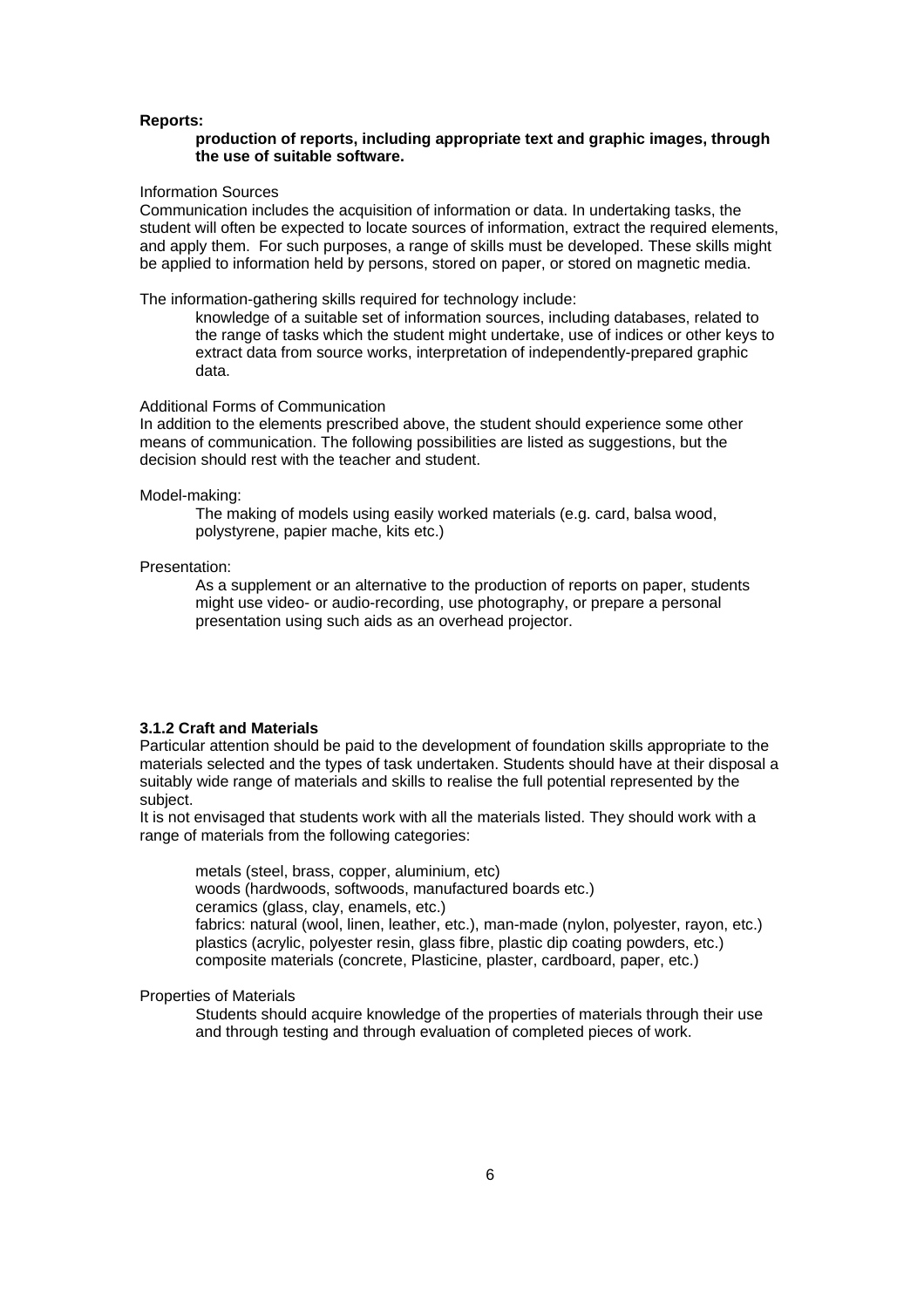**Reports:**

> **production of reports, including appropriate text and graphic images, through the use of suitable software.**

Information Sources

Communication includes the acquisition of information or data. In undertaking tasks, the student will often be expected to locate sources of information, extract the required elements, and apply them. For such purposes, a range of skills must be developed. These skills might be applied to information held by persons, stored on paper, or stored on magnetic media.

The information-gathering skills required for technology include:

> knowledge of a suitable set of information sources, including databases, related to the range of tasks which the student might undertake, use of indices or other keys to extract data from source works, interpretation of independently-prepared graphic data.

Additional Forms of Communication

In addition to the elements prescribed above, the student should experience some other means of communication. The following possibilities are listed as suggestions, but the decision should rest with the teacher and student.

Model-making:

> The making of models using easily worked materials (e.g. card, balsa wood, polystyrene, papier mache, kits etc.)

Presentation:

> As a supplement or an alternative to the production of reports on paper, students might use video- or audio-recording, use photography, or prepare a personal presentation using such aids as an overhead projector.

### 3.1.2 Craft and Materials

Particular attention should be paid to the development of foundation skills appropriate to the materials selected and the types of task undertaken. Students should have at their disposal a suitably wide range of materials and skills to realise the full potential represented by the subject.

It is not envisaged that students work with all the materials listed. They should work with a range of materials from the following categories:

- metals (steel, brass, copper, aluminium, etc)
- woods (hardwoods, softwoods, manufactured boards etc.)
- ceramics (glass, clay, enamels, etc.)
- fabrics: natural (wool, linen, leather, etc.), man-made (nylon, polyester, rayon, etc.)
- plastics (acrylic, polyester resin, glass fibre, plastic dip coating powders, etc.)
- composite materials (concrete, Plasticine, plaster, cardboard, paper, etc.)

Properties of Materials

> Students should acquire knowledge of the properties of materials through their use and through testing and through evaluation of completed pieces of work.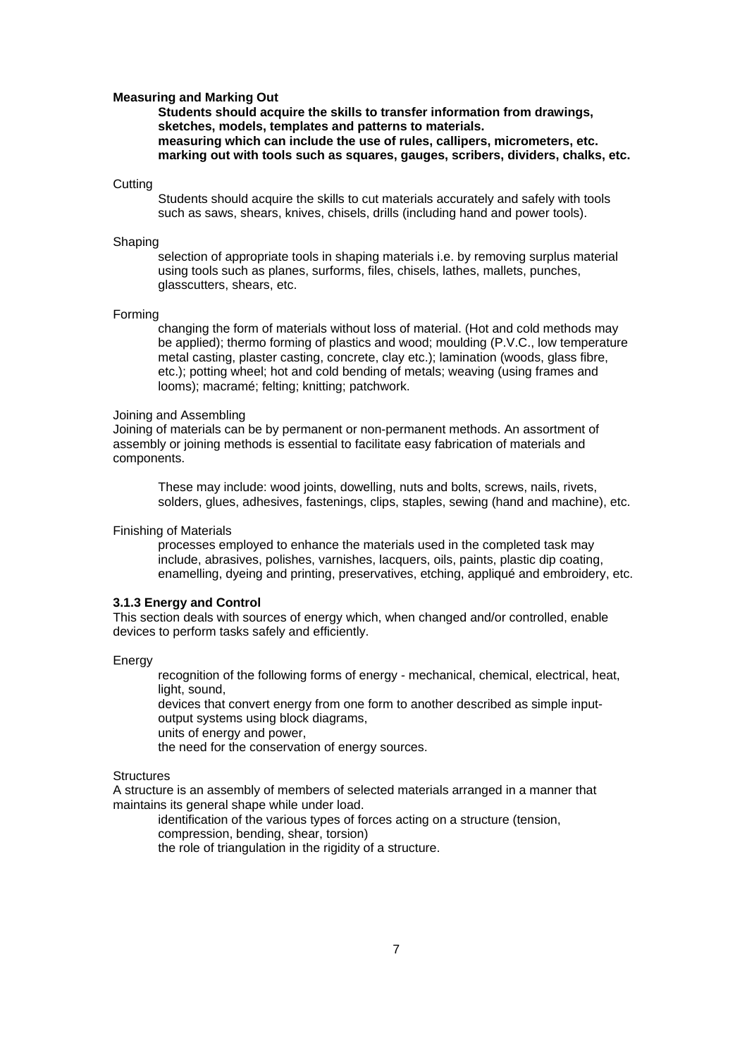**Measuring and Marking Out**

> **Students should acquire the skills to transfer information from drawings, sketches, models, templates and patterns to materials.**
> **measuring which can include the use of rules, callipers, micrometers, etc.**
> **marking out with tools such as squares, gauges, scribers, dividers, chalks, etc.**

Cutting

> Students should acquire the skills to cut materials accurately and safely with tools such as saws, shears, knives, chisels, drills (including hand and power tools).

Shaping

> selection of appropriate tools in shaping materials i.e. by removing surplus material using tools such as planes, surforms, files, chisels, lathes, mallets, punches, glasscutters, shears, etc.

Forming

> changing the form of materials without loss of material. (Hot and cold methods may be applied); thermo forming of plastics and wood; moulding (P.V.C., low temperature metal casting, plaster casting, concrete, clay etc.); lamination (woods, glass fibre, etc.); potting wheel; hot and cold bending of metals; weaving (using frames and looms); macramé; felting; knitting; patchwork.

Joining and Assembling

Joining of materials can be by permanent or non-permanent methods. An assortment of assembly or joining methods is essential to facilitate easy fabrication of materials and components.

> These may include: wood joints, dowelling, nuts and bolts, screws, nails, rivets, solders, glues, adhesives, fastenings, clips, staples, sewing (hand and machine), etc.

Finishing of Materials

> processes employed to enhance the materials used in the completed task may include, abrasives, polishes, varnishes, lacquers, oils, paints, plastic dip coating, enamelling, dyeing and printing, preservatives, etching, appliqué and embroidery, etc.

### 3.1.3 Energy and Control

This section deals with sources of energy which, when changed and/or controlled, enable devices to perform tasks safely and efficiently.

Energy

> recognition of the following forms of energy - mechanical, chemical, electrical, heat, light, sound,
> devices that convert energy from one form to another described as simple input-output systems using block diagrams,
> units of energy and power,
> the need for the conservation of energy sources.

Structures

A structure is an assembly of members of selected materials arranged in a manner that maintains its general shape while under load.

> identification of the various types of forces acting on a structure (tension, compression, bending, shear, torsion)
> the role of triangulation in the rigidity of a structure.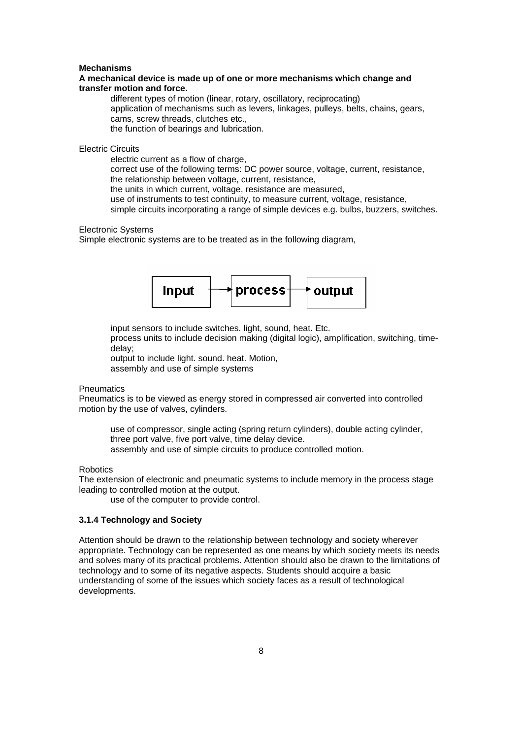**Mechanisms**

**A mechanical device is made up of one or more mechanisms which change and transfer motion and force.**

- different types of motion (linear, rotary, oscillatory, reciprocating)
- application of mechanisms such as levers, linkages, pulleys, belts, chains, gears, cams, screw threads, clutches etc.,
- the function of bearings and lubrication.

Electric Circuits

- electric current as a flow of charge,
- correct use of the following terms: DC power source, voltage, current, resistance,
- the relationship between voltage, current, resistance,
- the units in which current, voltage, resistance are measured,
- use of instruments to test continuity, to measure current, voltage, resistance,
- simple circuits incorporating a range of simple devices e.g. bulbs, buzzers, switches.

Electronic Systems

Simple electronic systems are to be treated as in the following diagram,

Input → process → output

- input sensors to include switches. light, sound, heat. Etc.
- process units to include decision making (digital logic), amplification, switching, time-delay;
- output to include light. sound. heat. Motion,
- assembly and use of simple systems

Pneumatics

Pneumatics is to be viewed as energy stored in compressed air converted into controlled motion by the use of valves, cylinders.

- use of compressor, single acting (spring return cylinders), double acting cylinder, three port valve, five port valve, time delay device.
- assembly and use of simple circuits to produce controlled motion.

Robotics

The extension of electronic and pneumatic systems to include memory in the process stage leading to controlled motion at the output.

- use of the computer to provide control.

### 3.1.4 Technology and Society

Attention should be drawn to the relationship between technology and society wherever appropriate. Technology can be represented as one means by which society meets its needs and solves many of its practical problems. Attention should also be drawn to the limitations of technology and to some of its negative aspects. Students should acquire a basic understanding of some of the issues which society faces as a result of technological developments.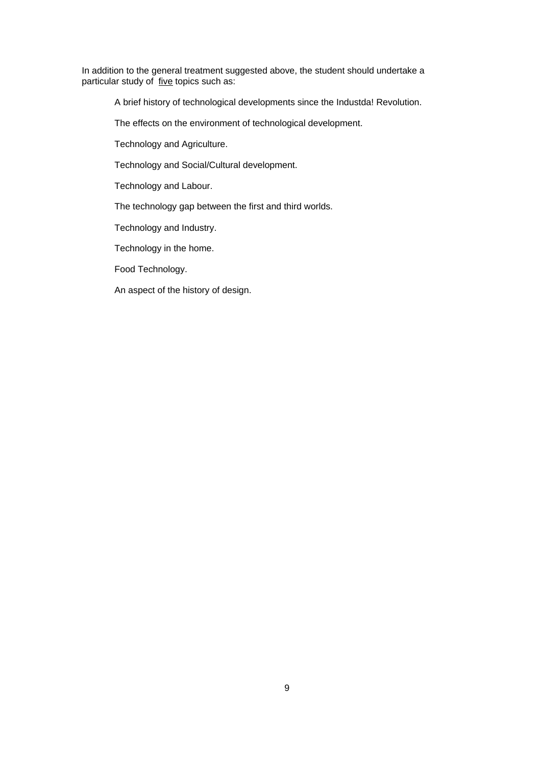In addition to the general treatment suggested above, the student should undertake a particular study of <u>five</u> topics such as:

A brief history of technological developments since the Industda! Revolution.

The effects on the environment of technological development.

Technology and Agriculture.

Technology and Social/Cultural development.

Technology and Labour.

The technology gap between the first and third worlds.

Technology and Industry.

Technology in the home.

Food Technology.

An aspect of the history of design.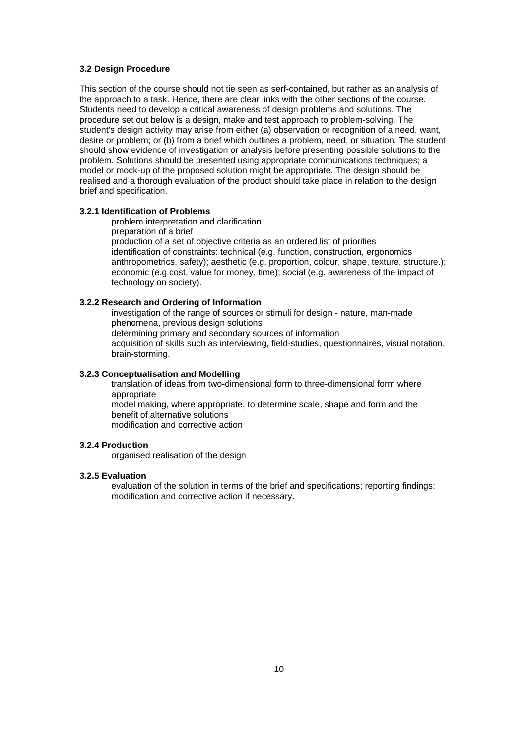### 3.2 Design Procedure

This section of the course should not tie seen as serf-contained, but rather as an analysis of the approach to a task. Hence, there are clear links with the other sections of the course. Students need to develop a critical awareness of design problems and solutions. The procedure set out below is a design, make and test approach to problem-solving. The student's design activity may arise from either (a) observation or recognition of a need, want, desire or problem; or (b) from a brief which outlines a problem, need, or situation. The student should show evidence of investigation or analysis before presenting possible solutions to the problem. Solutions should be presented using appropriate communications techniques; a model or mock-up of the proposed solution might be appropriate. The design should be realised and a thorough evaluation of the product should take place in relation to the design brief and specification.

#### 3.2.1 Identification of Problems

problem interpretation and clarification
preparation of a brief
production of a set of objective criteria as an ordered list of priorities
identification of constraints: technical (e.g. function, construction, ergonomics anthropometrics, safety); aesthetic (e.g. proportion, colour, shape, texture, structure.); economic (e.g cost, value for money, time); social (e.g. awareness of the impact of technology on society).

#### 3.2.2 Research and Ordering of Information

investigation of the range of sources or stimuli for design - nature, man-made phenomena, previous design solutions
determining primary and secondary sources of information
acquisition of skills such as interviewing, field-studies, questionnaires, visual notation, brain-storming.

#### 3.2.3 Conceptualisation and Modelling

translation of ideas from two-dimensional form to three-dimensional form where appropriate
model making, where appropriate, to determine scale, shape and form and the benefit of alternative solutions
modification and corrective action

#### 3.2.4 Production

organised realisation of the design

#### 3.2.5 Evaluation

evaluation of the solution in terms of the brief and specifications; reporting findings; modification and corrective action if necessary.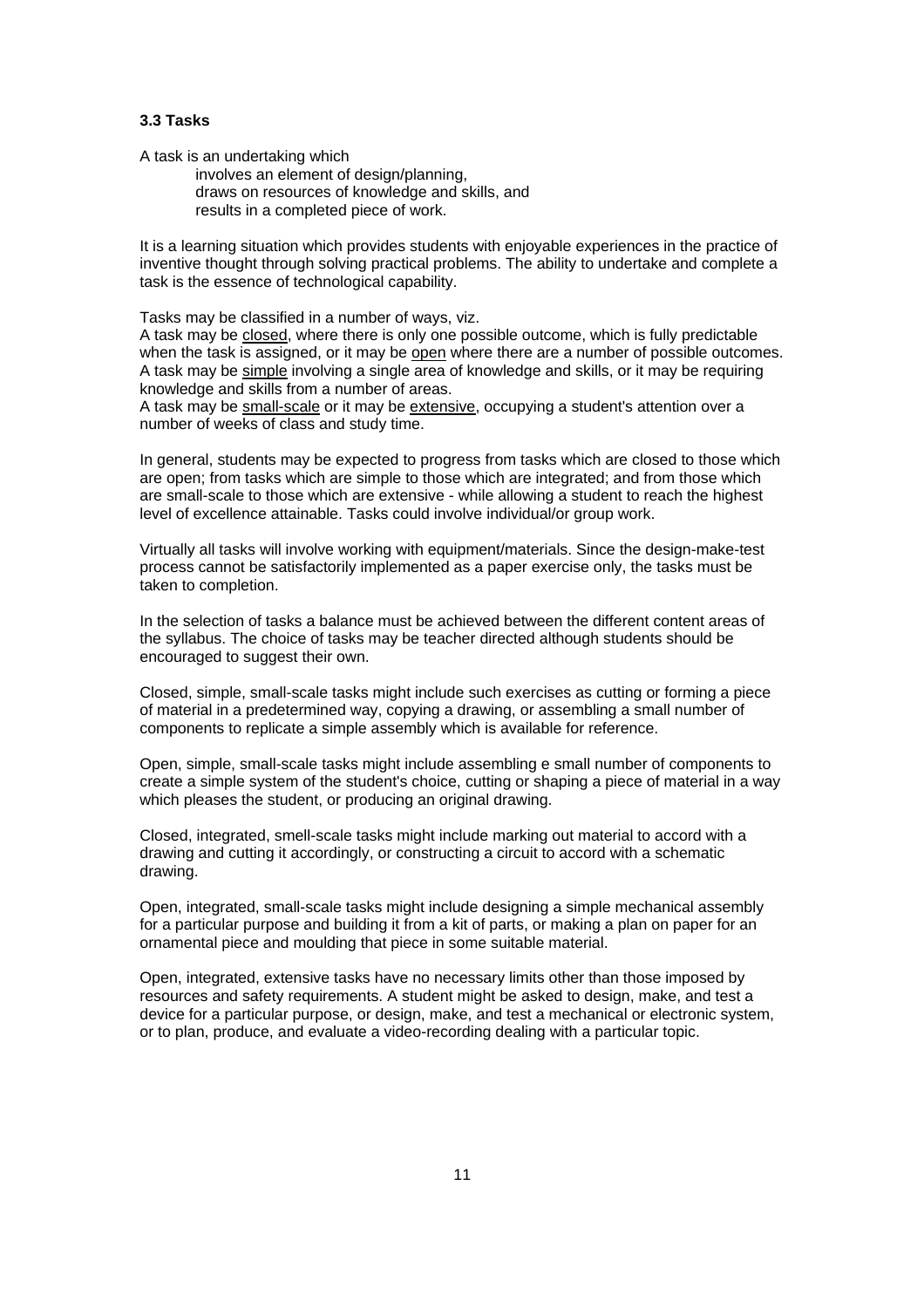### 3.3 Tasks

A task is an undertaking which

involves an element of design/planning,
draws on resources of knowledge and skills, and
results in a completed piece of work.

It is a learning situation which provides students with enjoyable experiences in the practice of inventive thought through solving practical problems. The ability to undertake and complete a task is the essence of technological capability.

Tasks may be classified in a number of ways, viz.
A task may be <u>closed</u>, where there is only one possible outcome, which is fully predictable when the task is assigned, or it may be <u>open</u> where there are a number of possible outcomes.
A task may be <u>simple</u> involving a single area of knowledge and skills, or it may be requiring knowledge and skills from a number of areas.
A task may be <u>small-scale</u> or it may be <u>extensive</u>, occupying a student's attention over a number of weeks of class and study time.

In general, students may be expected to progress from tasks which are closed to those which are open; from tasks which are simple to those which are integrated; and from those which are small-scale to those which are extensive - while allowing a student to reach the highest level of excellence attainable. Tasks could involve individual/or group work.

Virtually all tasks will involve working with equipment/materials. Since the design-make-test process cannot be satisfactorily implemented as a paper exercise only, the tasks must be taken to completion.

In the selection of tasks a balance must be achieved between the different content areas of the syllabus. The choice of tasks may be teacher directed although students should be encouraged to suggest their own.

Closed, simple, small-scale tasks might include such exercises as cutting or forming a piece of material in a predetermined way, copying a drawing, or assembling a small number of components to replicate a simple assembly which is available for reference.

Open, simple, small-scale tasks might include assembling e small number of components to create a simple system of the student's choice, cutting or shaping a piece of material in a way which pleases the student, or producing an original drawing.

Closed, integrated, smell-scale tasks might include marking out material to accord with a drawing and cutting it accordingly, or constructing a circuit to accord with a schematic drawing.

Open, integrated, small-scale tasks might include designing a simple mechanical assembly for a particular purpose and building it from a kit of parts, or making a plan on paper for an ornamental piece and moulding that piece in some suitable material.

Open, integrated, extensive tasks have no necessary limits other than those imposed by resources and safety requirements. A student might be asked to design, make, and test a device for a particular purpose, or design, make, and test a mechanical or electronic system, or to plan, produce, and evaluate a video-recording dealing with a particular topic.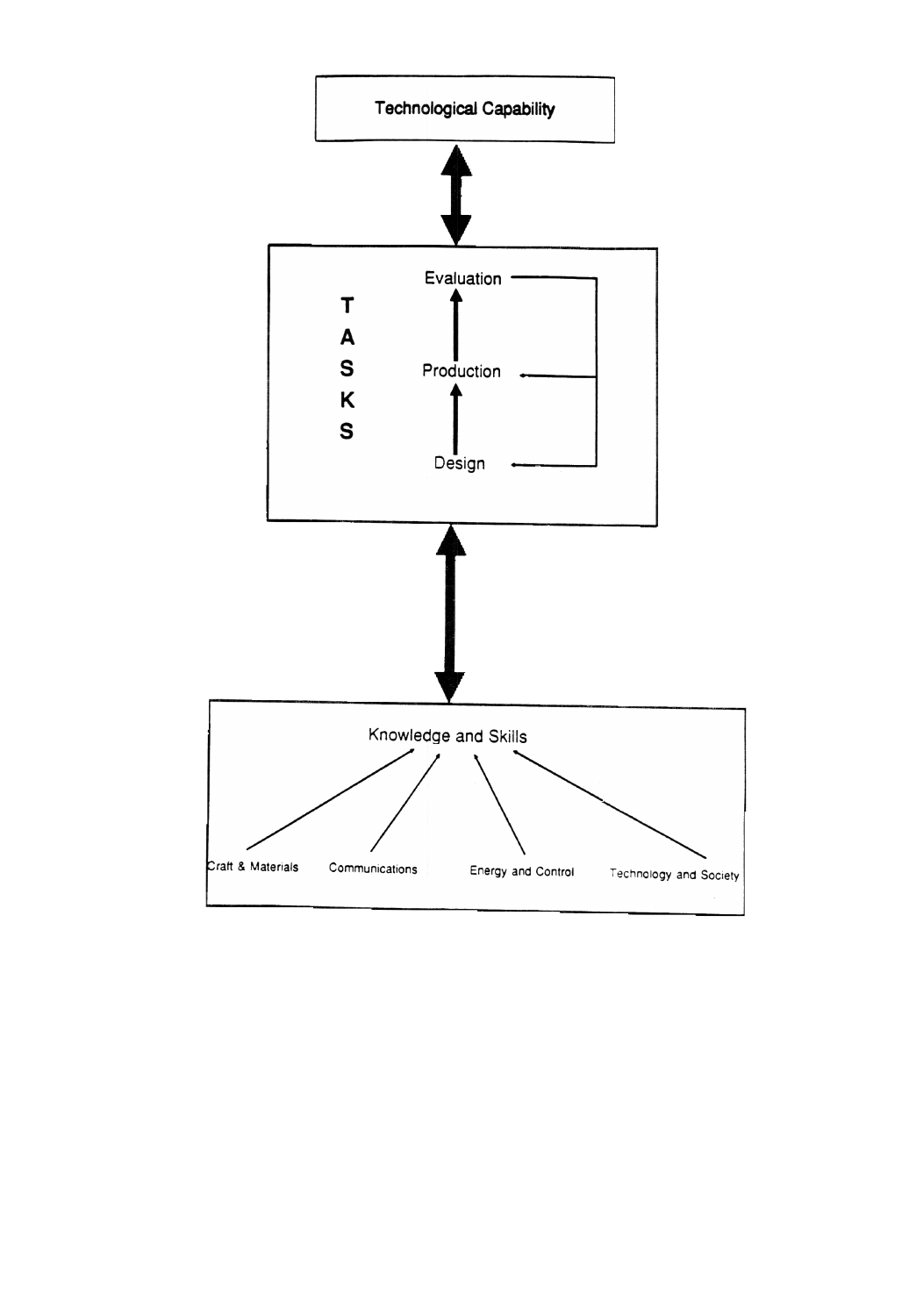Technological Capability

TASKS

Evaluation

Production

Design

Knowledge and Skills

Craft & Materials

Communications

Energy and Control

Technology and Society